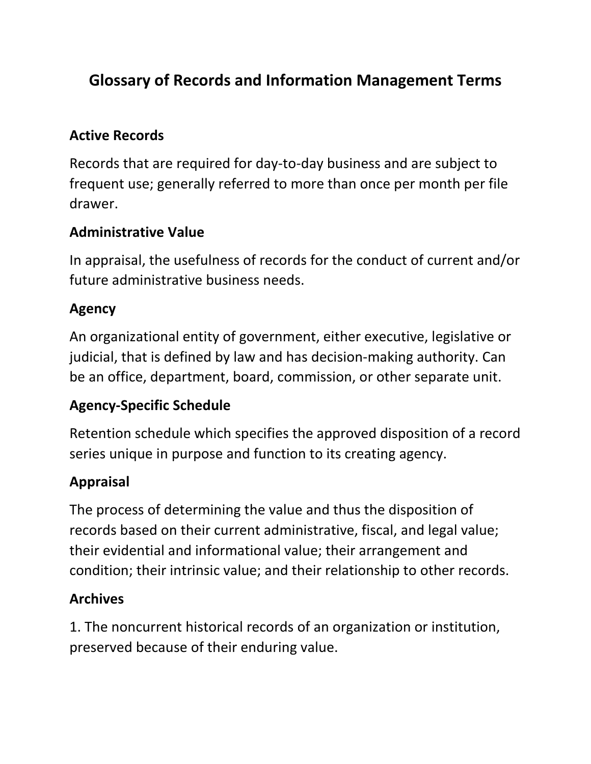# Glossary of Records and Information Management Terms

### Active Records

Records that are required for day-to-day business and are subject to frequent use; generally referred to more than once per month per file drawer.

### Administrative Value

In appraisal, the usefulness of records for the conduct of current and/or future administrative business needs.

### Agency

An organizational entity of government, either executive, legislative or judicial, that is defined by law and has decision-making authority. Can be an office, department, board, commission, or other separate unit.

### Agency-Specific Schedule

Retention schedule which specifies the approved disposition of a record series unique in purpose and function to its creating agency.

### Appraisal

The process of determining the value and thus the disposition of records based on their current administrative, fiscal, and legal value; their evidential and informational value; their arrangement and condition; their intrinsic value; and their relationship to other records.

### Archives

1. The noncurrent historical records of an organization or institution, preserved because of their enduring value.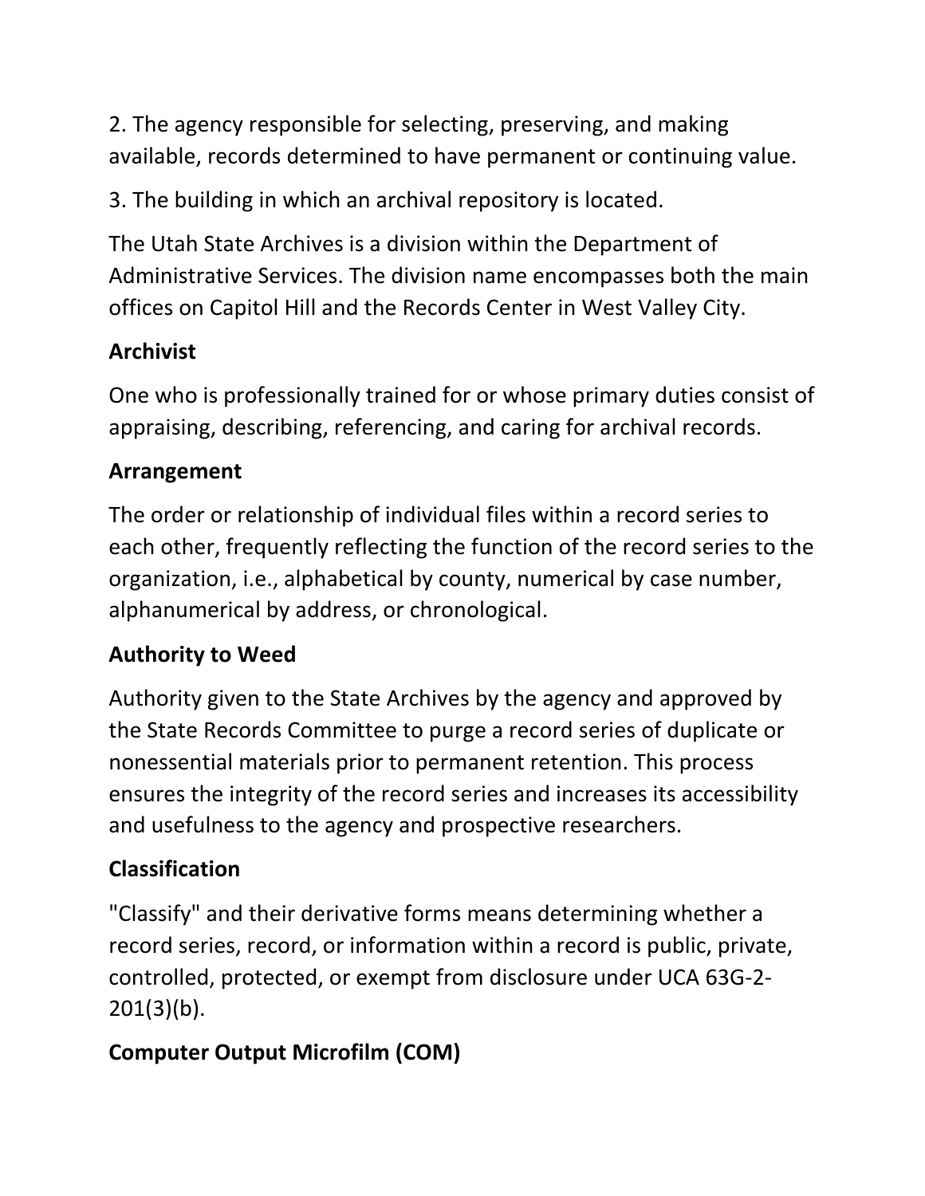2. The agency responsible for selecting, preserving, and making available, records determined to have permanent or continuing value.

3. The building in which an archival repository is located.

The Utah State Archives is a division within the Department of Administrative Services. The division name encompasses both the main offices on Capitol Hill and the Records Center in West Valley City.

**Archivist**

One who is professionally trained for or whose primary duties consist of appraising, describing, referencing, and caring for archival records.

**Arrangement**

The order or relationship of individual files within a record series to each other, frequently reflecting the function of the record series to the organization, i.e., alphabetical by county, numerical by case number, alphanumerical by address, or chronological.

**Authority to Weed**

Authority given to the State Archives by the agency and approved by the State Records Committee to purge a record series of duplicate or nonessential materials prior to permanent retention. This process ensures the integrity of the record series and increases its accessibility and usefulness to the agency and prospective researchers.

**Classification**

"Classify" and their derivative forms means determining whether a record series, record, or information within a record is public, private, controlled, protected, or exempt from disclosure under UCA 63G-2-201(3)(b).

**Computer Output Microfilm (COM)**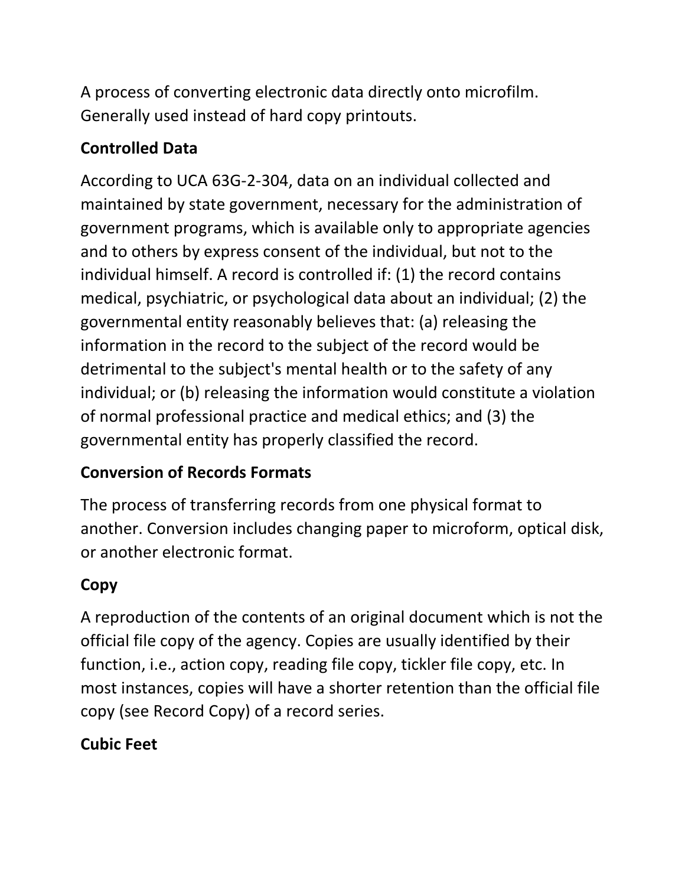A process of converting electronic data directly onto microfilm. Generally used instead of hard copy printouts.

### Controlled Data

According to UCA 63G-2-304, data on an individual collected and maintained by state government, necessary for the administration of government programs, which is available only to appropriate agencies and to others by express consent of the individual, but not to the individual himself. A record is controlled if: (1) the record contains medical, psychiatric, or psychological data about an individual; (2) the governmental entity reasonably believes that: (a) releasing the information in the record to the subject of the record would be detrimental to the subject's mental health or to the safety of any individual; or (b) releasing the information would constitute a violation of normal professional practice and medical ethics; and (3) the governmental entity has properly classified the record.

### Conversion of Records Formats

The process of transferring records from one physical format to another. Conversion includes changing paper to microform, optical disk, or another electronic format.

### Copy

A reproduction of the contents of an original document which is not the official file copy of the agency. Copies are usually identified by their function, i.e., action copy, reading file copy, tickler file copy, etc. In most instances, copies will have a shorter retention than the official file copy (see Record Copy) of a record series.

### Cubic Feet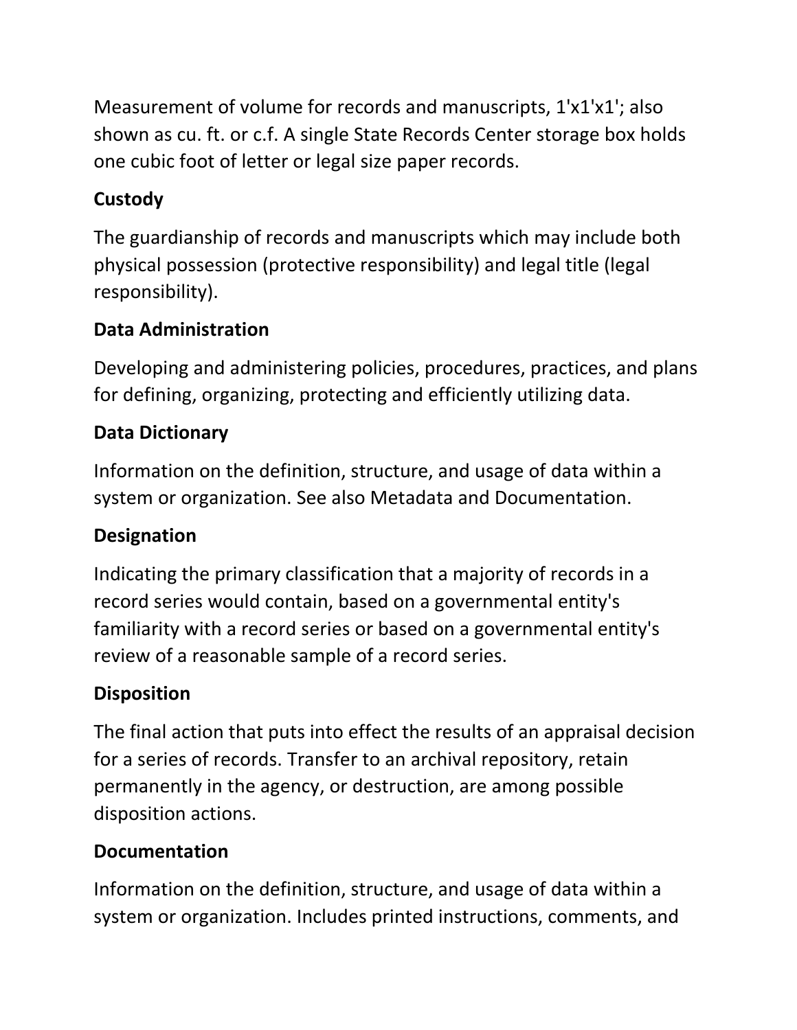Measurement of volume for records and manuscripts, 1'x1'x1'; also shown as cu. ft. or c.f. A single State Records Center storage box holds one cubic foot of letter or legal size paper records.

**Custody**

The guardianship of records and manuscripts which may include both physical possession (protective responsibility) and legal title (legal responsibility).

**Data Administration**

Developing and administering policies, procedures, practices, and plans for defining, organizing, protecting and efficiently utilizing data.

**Data Dictionary**

Information on the definition, structure, and usage of data within a system or organization. See also Metadata and Documentation.

**Designation**

Indicating the primary classification that a majority of records in a record series would contain, based on a governmental entity's familiarity with a record series or based on a governmental entity's review of a reasonable sample of a record series.

**Disposition**

The final action that puts into effect the results of an appraisal decision for a series of records. Transfer to an archival repository, retain permanently in the agency, or destruction, are among possible disposition actions.

**Documentation**

Information on the definition, structure, and usage of data within a system or organization. Includes printed instructions, comments, and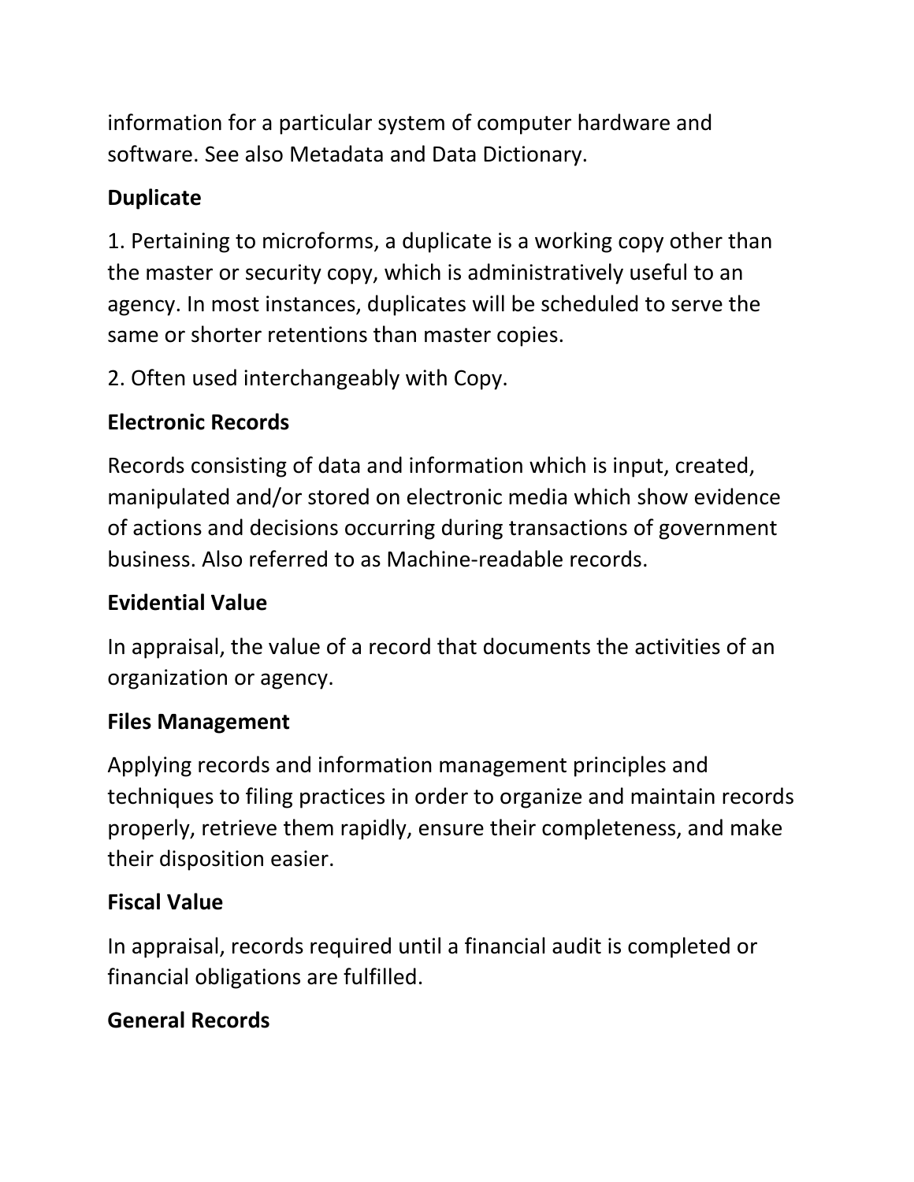information for a particular system of computer hardware and software. See also Metadata and Data Dictionary.

**Duplicate**

1. Pertaining to microforms, a duplicate is a working copy other than the master or security copy, which is administratively useful to an agency. In most instances, duplicates will be scheduled to serve the same or shorter retentions than master copies.

2. Often used interchangeably with Copy.

**Electronic Records**

Records consisting of data and information which is input, created, manipulated and/or stored on electronic media which show evidence of actions and decisions occurring during transactions of government business. Also referred to as Machine-readable records.

**Evidential Value**

In appraisal, the value of a record that documents the activities of an organization or agency.

**Files Management**

Applying records and information management principles and techniques to filing practices in order to organize and maintain records properly, retrieve them rapidly, ensure their completeness, and make their disposition easier.

**Fiscal Value**

In appraisal, records required until a financial audit is completed or financial obligations are fulfilled.

**General Records**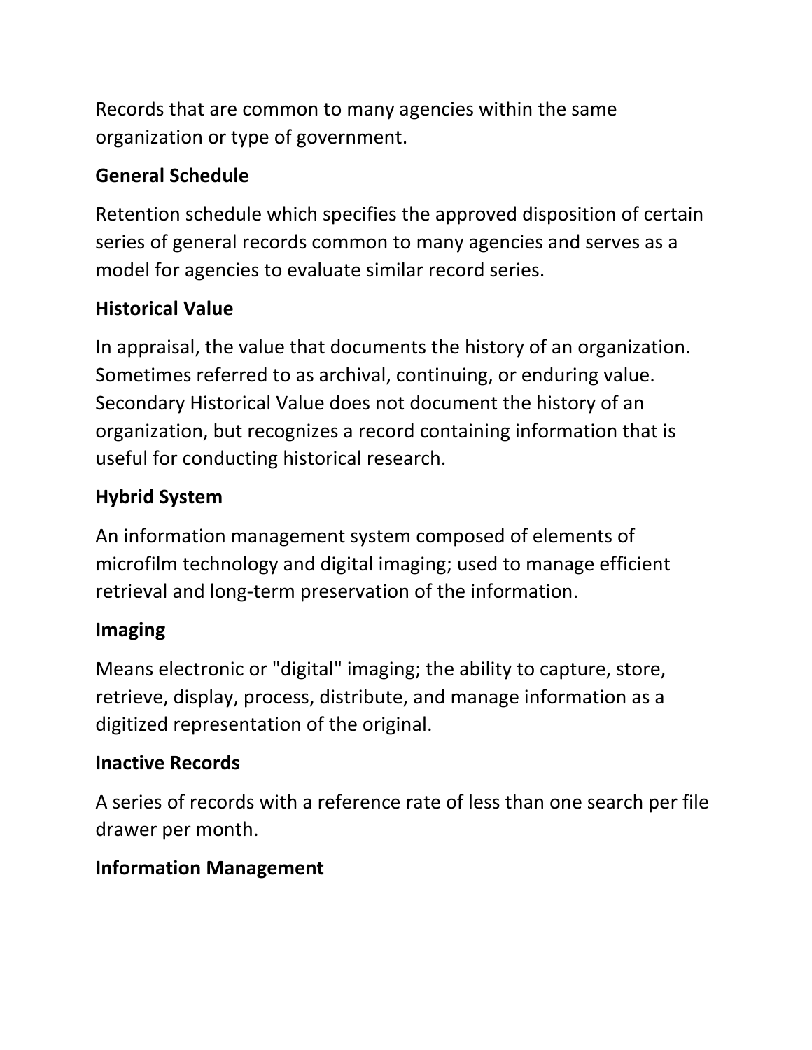Records that are common to many agencies within the same organization or type of government.

**General Schedule**

Retention schedule which specifies the approved disposition of certain series of general records common to many agencies and serves as a model for agencies to evaluate similar record series.

**Historical Value**

In appraisal, the value that documents the history of an organization. Sometimes referred to as archival, continuing, or enduring value. Secondary Historical Value does not document the history of an organization, but recognizes a record containing information that is useful for conducting historical research.

**Hybrid System**

An information management system composed of elements of microfilm technology and digital imaging; used to manage efficient retrieval and long-term preservation of the information.

**Imaging**

Means electronic or "digital" imaging; the ability to capture, store, retrieve, display, process, distribute, and manage information as a digitized representation of the original.

**Inactive Records**

A series of records with a reference rate of less than one search per file drawer per month.

**Information Management**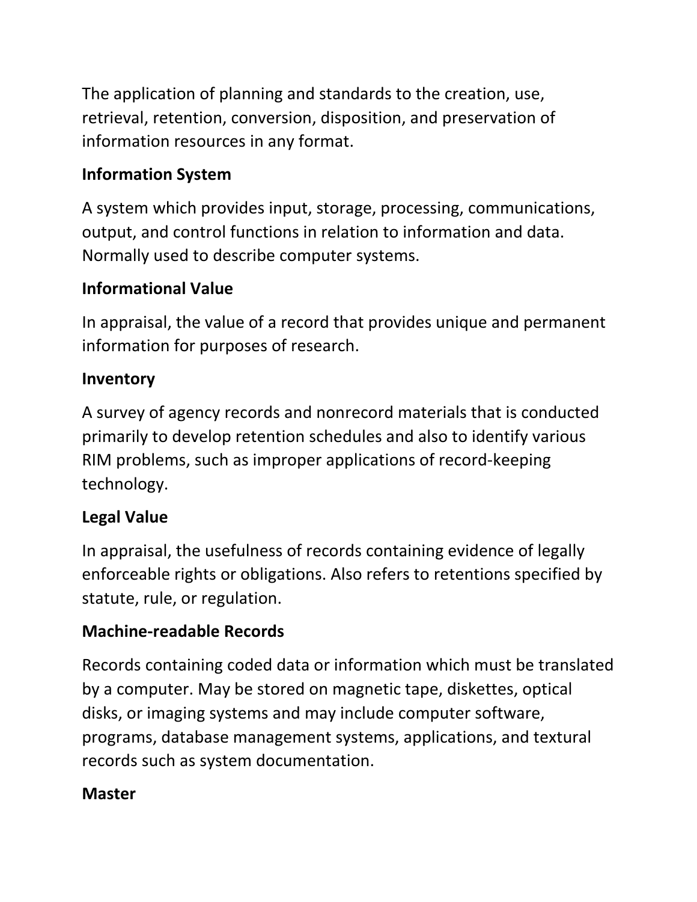The application of planning and standards to the creation, use, retrieval, retention, conversion, disposition, and preservation of information resources in any format.

**Information System**

A system which provides input, storage, processing, communications, output, and control functions in relation to information and data. Normally used to describe computer systems.

**Informational Value**

In appraisal, the value of a record that provides unique and permanent information for purposes of research.

**Inventory**

A survey of agency records and nonrecord materials that is conducted primarily to develop retention schedules and also to identify various RIM problems, such as improper applications of record-keeping technology.

**Legal Value**

In appraisal, the usefulness of records containing evidence of legally enforceable rights or obligations. Also refers to retentions specified by statute, rule, or regulation.

**Machine-readable Records**

Records containing coded data or information which must be translated by a computer. May be stored on magnetic tape, diskettes, optical disks, or imaging systems and may include computer software, programs, database management systems, applications, and textural records such as system documentation.

**Master**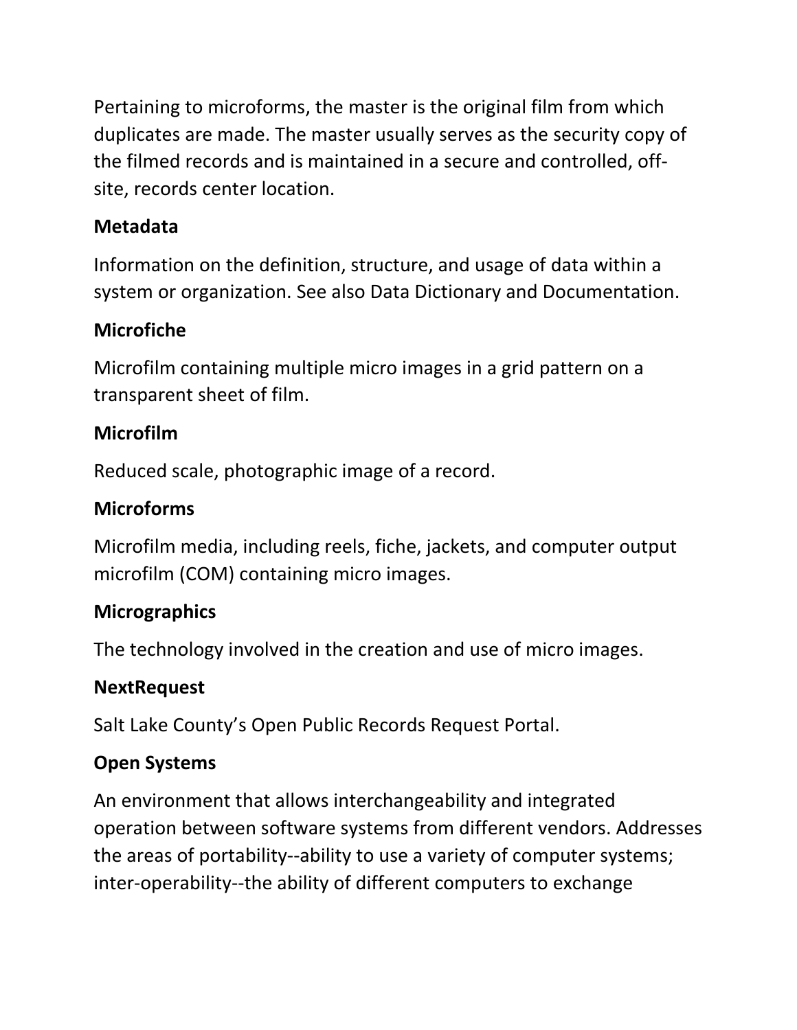Pertaining to microforms, the master is the original film from which duplicates are made. The master usually serves as the security copy of the filmed records and is maintained in a secure and controlled, off-site, records center location.

**Metadata**

Information on the definition, structure, and usage of data within a system or organization. See also Data Dictionary and Documentation.

**Microfiche**

Microfilm containing multiple micro images in a grid pattern on a transparent sheet of film.

**Microfilm**

Reduced scale, photographic image of a record.

**Microforms**

Microfilm media, including reels, fiche, jackets, and computer output microfilm (COM) containing micro images.

**Micrographics**

The technology involved in the creation and use of micro images.

**NextRequest**

Salt Lake County's Open Public Records Request Portal.

**Open Systems**

An environment that allows interchangeability and integrated operation between software systems from different vendors. Addresses the areas of portability--ability to use a variety of computer systems; inter-operability--the ability of different computers to exchange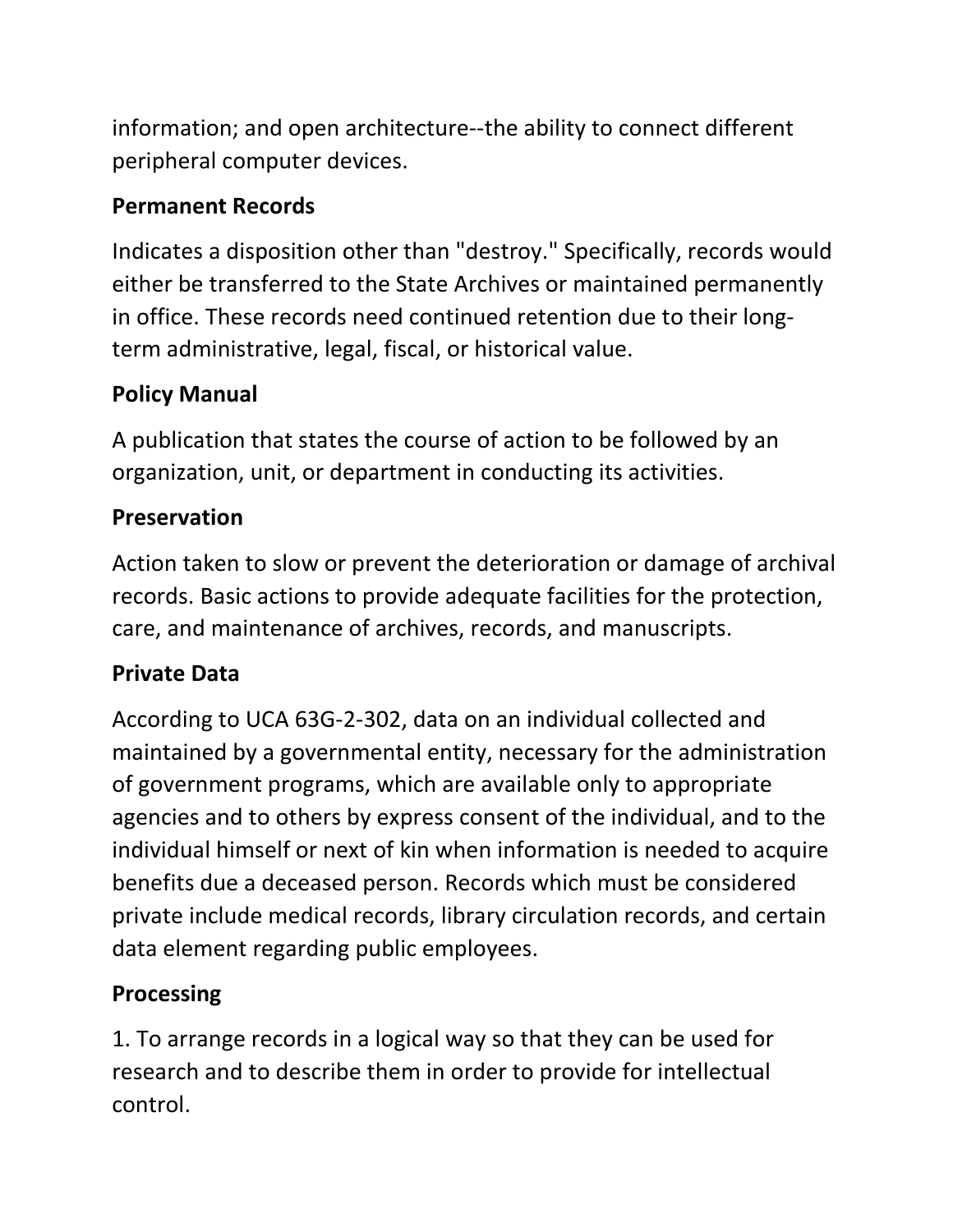information; and open architecture--the ability to connect different peripheral computer devices.

**Permanent Records**

Indicates a disposition other than "destroy." Specifically, records would either be transferred to the State Archives or maintained permanently in office. These records need continued retention due to their long-term administrative, legal, fiscal, or historical value.

**Policy Manual**

A publication that states the course of action to be followed by an organization, unit, or department in conducting its activities.

**Preservation**

Action taken to slow or prevent the deterioration or damage of archival records. Basic actions to provide adequate facilities for the protection, care, and maintenance of archives, records, and manuscripts.

**Private Data**

According to UCA 63G-2-302, data on an individual collected and maintained by a governmental entity, necessary for the administration of government programs, which are available only to appropriate agencies and to others by express consent of the individual, and to the individual himself or next of kin when information is needed to acquire benefits due a deceased person. Records which must be considered private include medical records, library circulation records, and certain data element regarding public employees.

**Processing**

1. To arrange records in a logical way so that they can be used for research and to describe them in order to provide for intellectual control.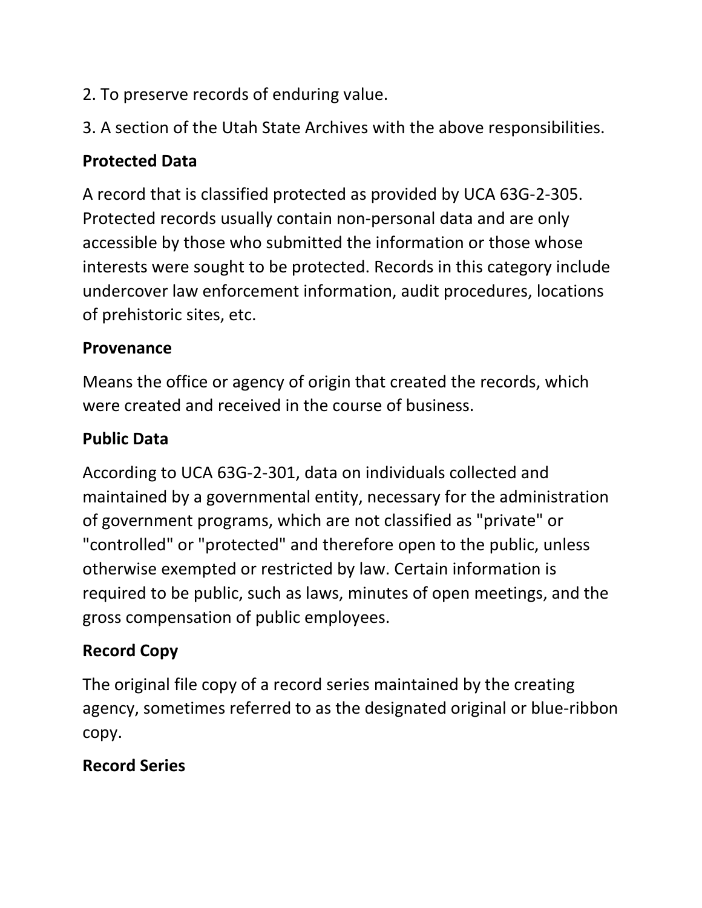2. To preserve records of enduring value.

3. A section of the Utah State Archives with the above responsibilities.

**Protected Data**

A record that is classified protected as provided by UCA 63G-2-305. Protected records usually contain non-personal data and are only accessible by those who submitted the information or those whose interests were sought to be protected. Records in this category include undercover law enforcement information, audit procedures, locations of prehistoric sites, etc.

**Provenance**

Means the office or agency of origin that created the records, which were created and received in the course of business.

**Public Data**

According to UCA 63G-2-301, data on individuals collected and maintained by a governmental entity, necessary for the administration of government programs, which are not classified as "private" or "controlled" or "protected" and therefore open to the public, unless otherwise exempted or restricted by law. Certain information is required to be public, such as laws, minutes of open meetings, and the gross compensation of public employees.

**Record Copy**

The original file copy of a record series maintained by the creating agency, sometimes referred to as the designated original or blue-ribbon copy.

**Record Series**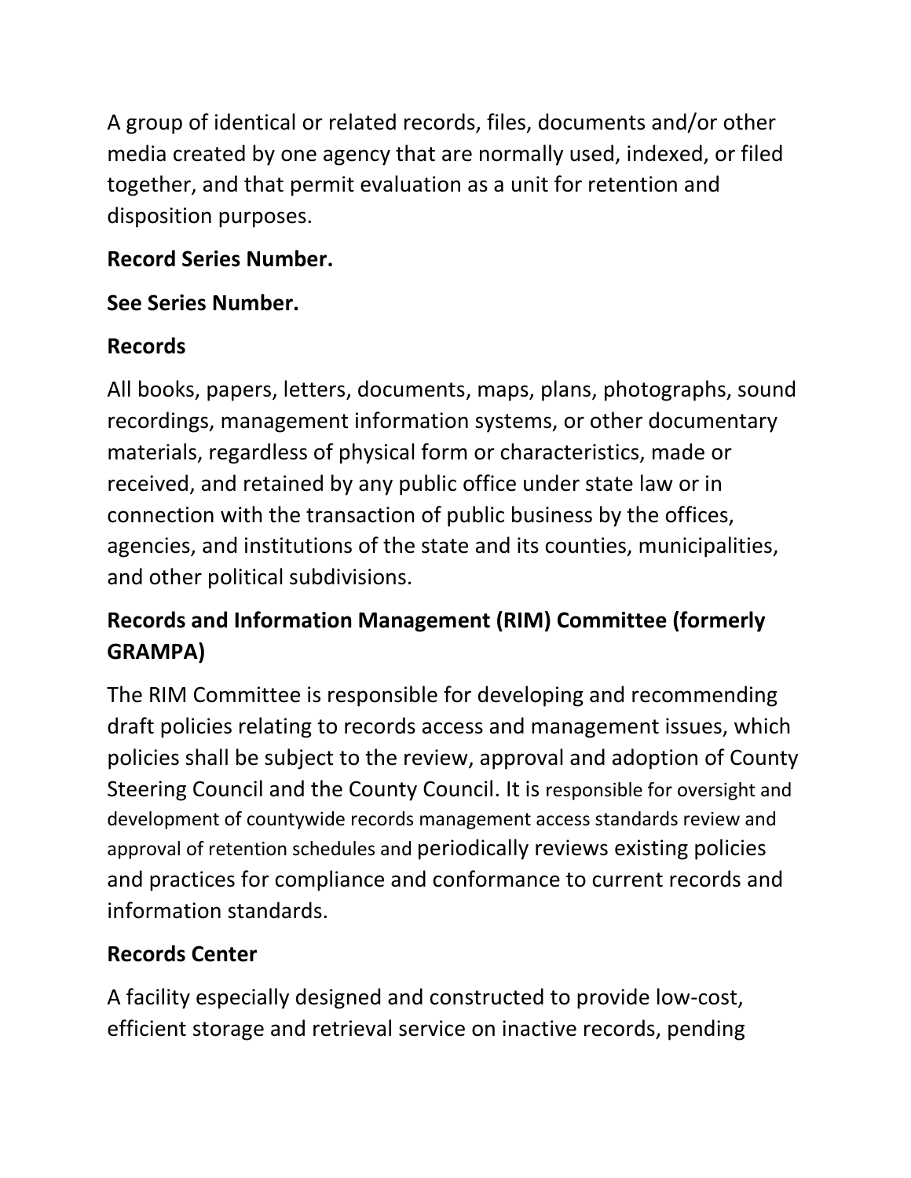A group of identical or related records, files, documents and/or other media created by one agency that are normally used, indexed, or filed together, and that permit evaluation as a unit for retention and disposition purposes.

**Record Series Number.**

**See Series Number.**

**Records**

All books, papers, letters, documents, maps, plans, photographs, sound recordings, management information systems, or other documentary materials, regardless of physical form or characteristics, made or received, and retained by any public office under state law or in connection with the transaction of public business by the offices, agencies, and institutions of the state and its counties, municipalities, and other political subdivisions.

**Records and Information Management (RIM) Committee (formerly GRAMPA)**

The RIM Committee is responsible for developing and recommending draft policies relating to records access and management issues, which policies shall be subject to the review, approval and adoption of County Steering Council and the County Council. It is responsible for oversight and development of countywide records management access standards review and approval of retention schedules and periodically reviews existing policies and practices for compliance and conformance to current records and information standards.

**Records Center**

A facility especially designed and constructed to provide low-cost, efficient storage and retrieval service on inactive records, pending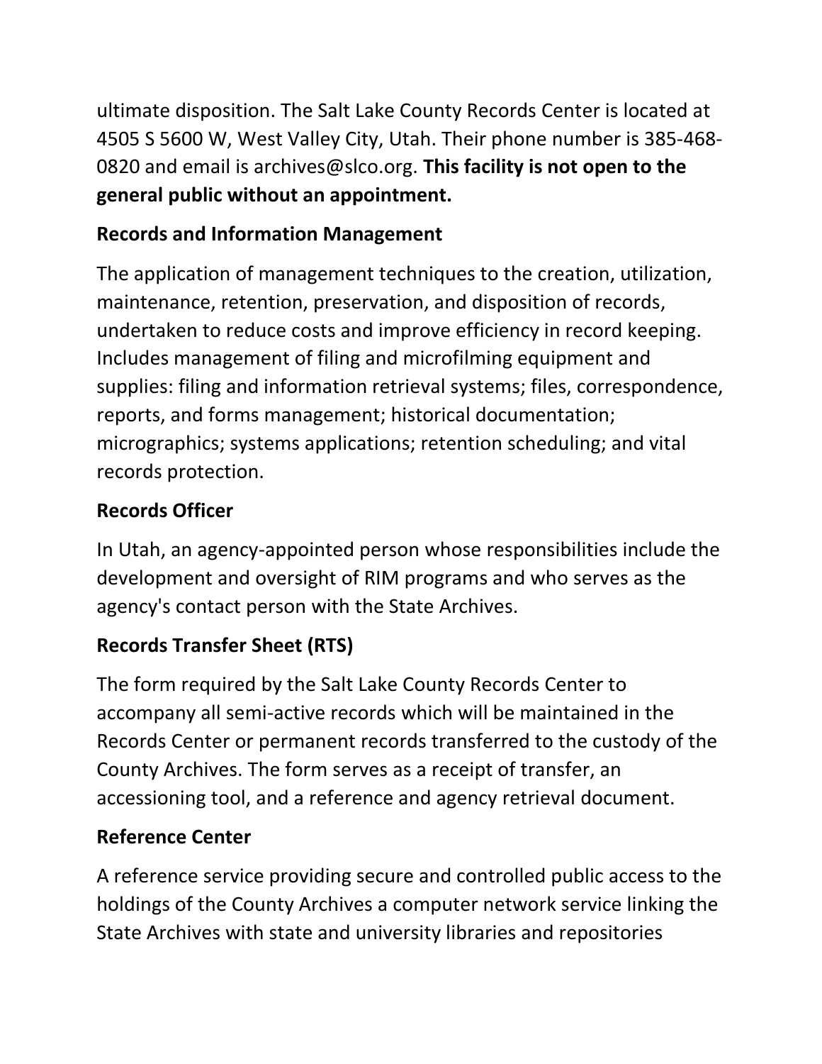ultimate disposition. The Salt Lake County Records Center is located at 4505 S 5600 W, West Valley City, Utah. Their phone number is 385-468-0820 and email is archives@slco.org. **This facility is not open to the general public without an appointment.**

### Records and Information Management

The application of management techniques to the creation, utilization, maintenance, retention, preservation, and disposition of records, undertaken to reduce costs and improve efficiency in record keeping. Includes management of filing and microfilming equipment and supplies: filing and information retrieval systems; files, correspondence, reports, and forms management; historical documentation; micrographics; systems applications; retention scheduling; and vital records protection.

### Records Officer

In Utah, an agency-appointed person whose responsibilities include the development and oversight of RIM programs and who serves as the agency's contact person with the State Archives.

### Records Transfer Sheet (RTS)

The form required by the Salt Lake County Records Center to accompany all semi-active records which will be maintained in the Records Center or permanent records transferred to the custody of the County Archives. The form serves as a receipt of transfer, an accessioning tool, and a reference and agency retrieval document.

### Reference Center

A reference service providing secure and controlled public access to the holdings of the County Archives a computer network service linking the State Archives with state and university libraries and repositories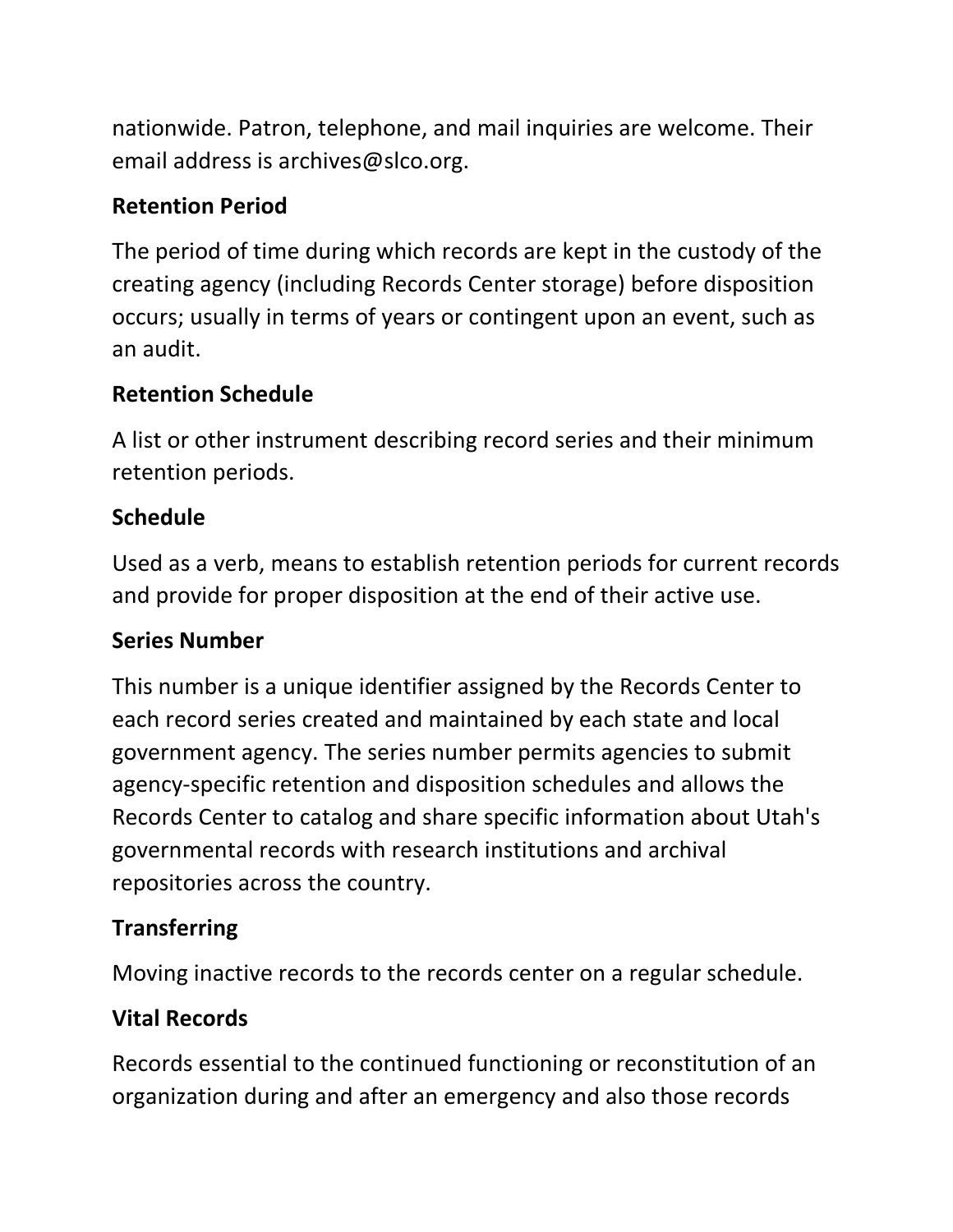nationwide. Patron, telephone, and mail inquiries are welcome. Their email address is archives@slco.org.

**Retention Period**

The period of time during which records are kept in the custody of the creating agency (including Records Center storage) before disposition occurs; usually in terms of years or contingent upon an event, such as an audit.

**Retention Schedule**

A list or other instrument describing record series and their minimum retention periods.

**Schedule**

Used as a verb, means to establish retention periods for current records and provide for proper disposition at the end of their active use.

**Series Number**

This number is a unique identifier assigned by the Records Center to each record series created and maintained by each state and local government agency. The series number permits agencies to submit agency-specific retention and disposition schedules and allows the Records Center to catalog and share specific information about Utah's governmental records with research institutions and archival repositories across the country.

**Transferring**

Moving inactive records to the records center on a regular schedule.

**Vital Records**

Records essential to the continued functioning or reconstitution of an organization during and after an emergency and also those records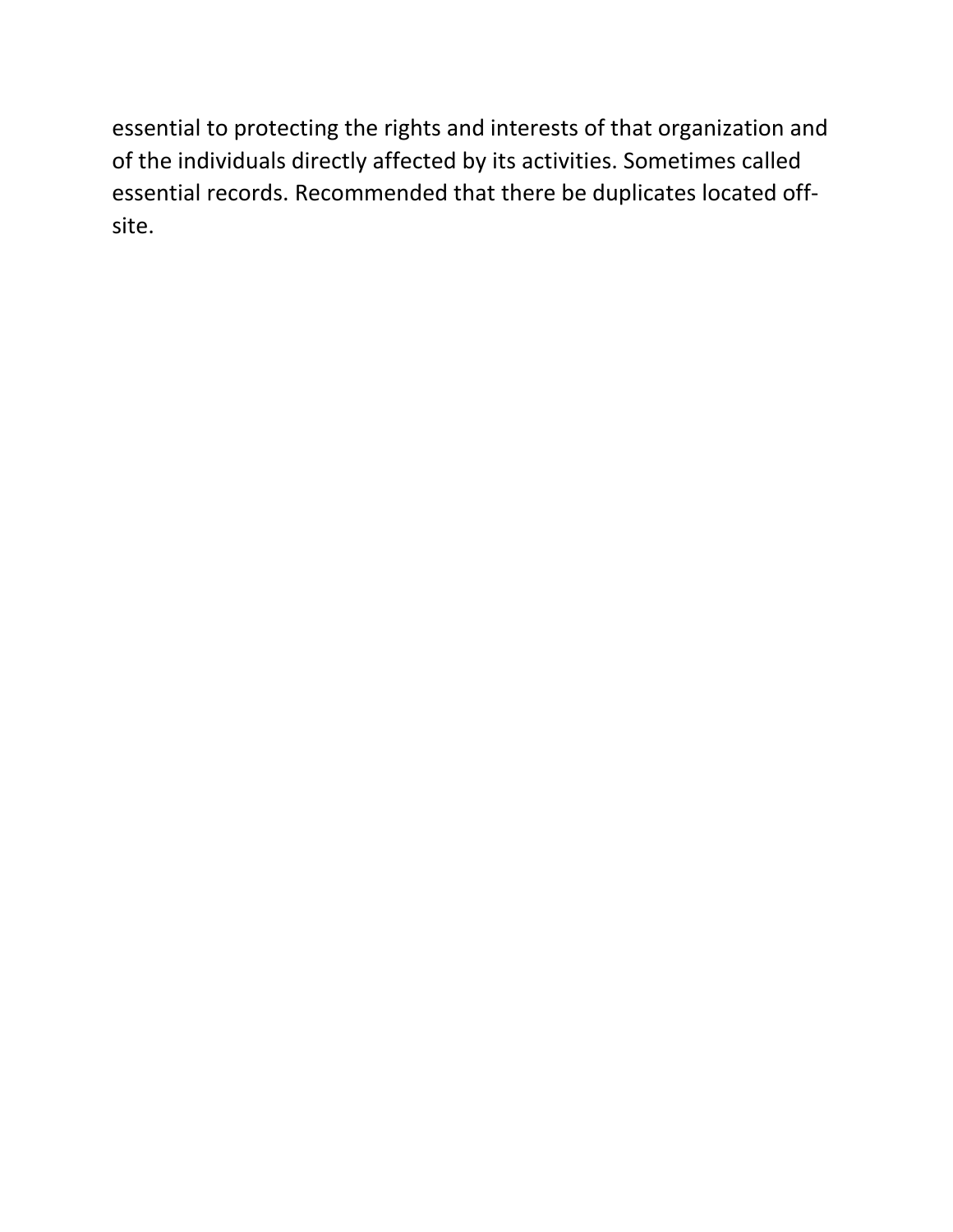essential to protecting the rights and interests of that organization and of the individuals directly affected by its activities. Sometimes called essential records. Recommended that there be duplicates located off-site.